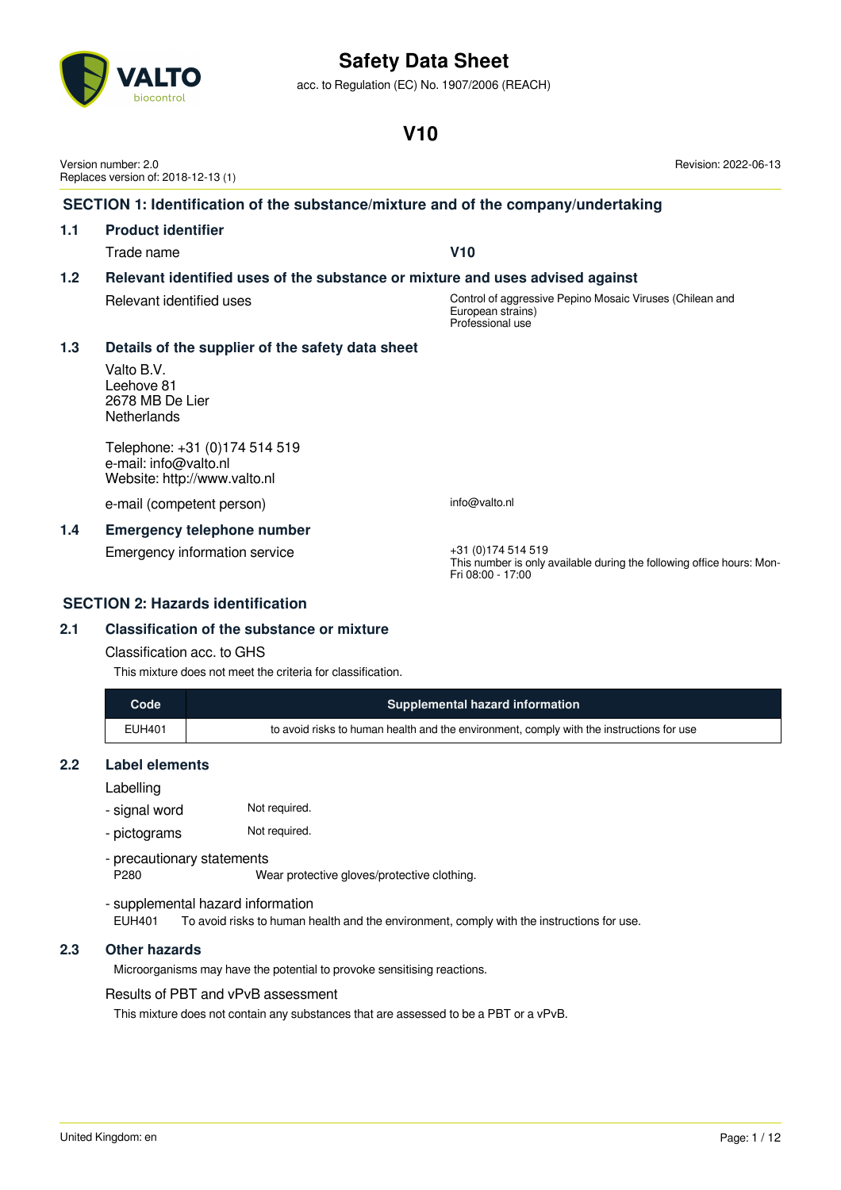# Safety Data Sheet

acc. to Regulation (EC) No. 1907/2006 (REACH)

# V10

Version number: 2.0
Replaces version of: 2018-12-13 (1)

Revision: 2022-06-13

## SECTION 1: Identification of the substance/mixture and of the company/undertaking

### 1.1 Product identifier

Trade name **V10**

### 1.2 Relevant identified uses of the substance or mixture and uses advised against

Relevant identified uses: Control of aggressive Pepino Mosaic Viruses (Chilean and European strains)
Professional use

### 1.3 Details of the supplier of the safety data sheet

Valto B.V.
Leehove 81
2678 MB De Lier
Netherlands

Telephone: +31 (0)174 514 519
e-mail: info@valto.nl
Website: http://www.valto.nl

e-mail (competent person): info@valto.nl

### 1.4 Emergency telephone number

Emergency information service: +31 (0)174 514 519
This number is only available during the following office hours: Mon-Fri 08:00 - 17:00

## SECTION 2: Hazards identification

### 2.1 Classification of the substance or mixture

Classification acc. to GHS

This mixture does not meet the criteria for classification.

| Code | Supplemental hazard information |
|---|---|
| EUH401 | to avoid risks to human health and the environment, comply with the instructions for use |

### 2.2 Label elements

Labelling

- signal word: Not required.
- pictograms: Not required.
- precautionary statements
  P280 Wear protective gloves/protective clothing.
- supplemental hazard information
  EUH401 To avoid risks to human health and the environment, comply with the instructions for use.

### 2.3 Other hazards

Microorganisms may have the potential to provoke sensitising reactions.

Results of PBT and vPvB assessment

This mixture does not contain any substances that are assessed to be a PBT or a vPvB.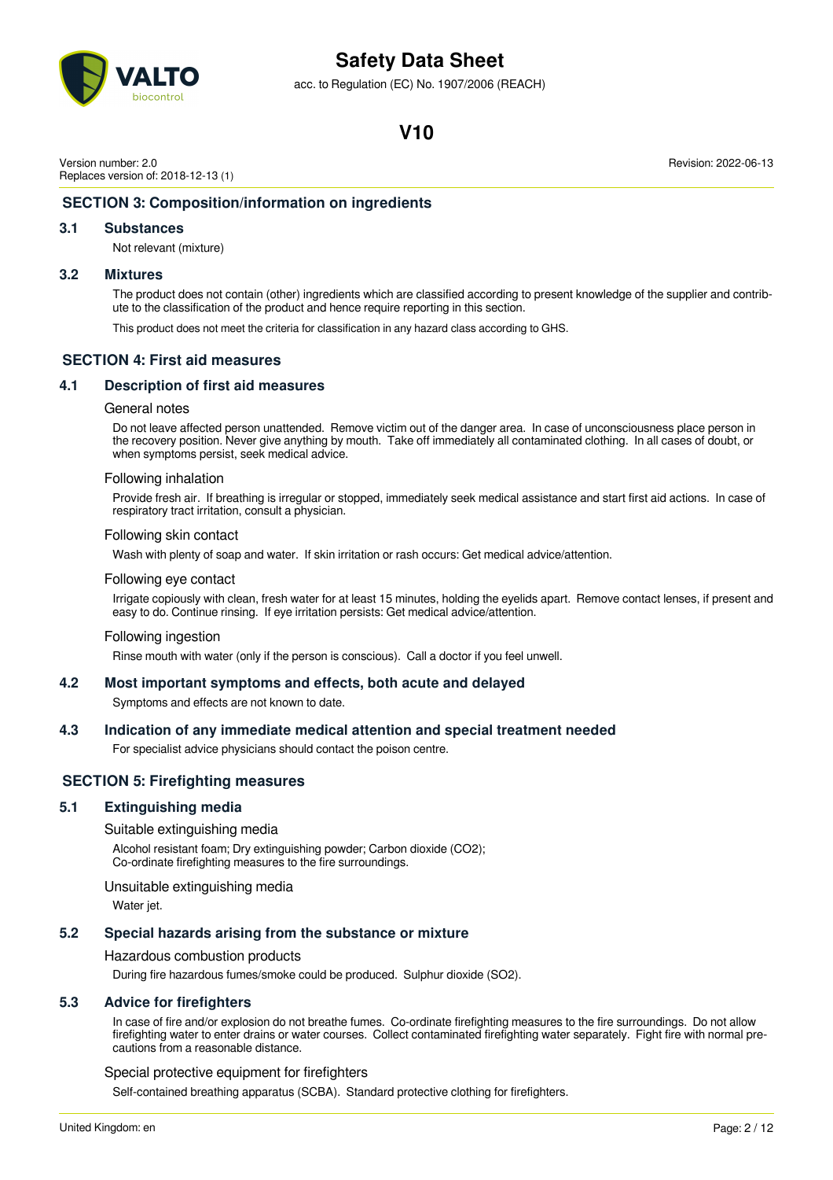## SECTION 3: Composition/information on ingredients

### 3.1 Substances

Not relevant (mixture)

### 3.2 Mixtures

The product does not contain (other) ingredients which are classified according to present knowledge of the supplier and contribute to the classification of the product and hence require reporting in this section.

This product does not meet the criteria for classification in any hazard class according to GHS.

## SECTION 4: First aid measures

### 4.1 Description of first aid measures

#### General notes

Do not leave affected person unattended. Remove victim out of the danger area. In case of unconsciousness place person in the recovery position. Never give anything by mouth. Take off immediately all contaminated clothing. In all cases of doubt, or when symptoms persist, seek medical advice.

#### Following inhalation

Provide fresh air. If breathing is irregular or stopped, immediately seek medical assistance and start first aid actions. In case of respiratory tract irritation, consult a physician.

#### Following skin contact

Wash with plenty of soap and water. If skin irritation or rash occurs: Get medical advice/attention.

#### Following eye contact

Irrigate copiously with clean, fresh water for at least 15 minutes, holding the eyelids apart. Remove contact lenses, if present and easy to do. Continue rinsing. If eye irritation persists: Get medical advice/attention.

#### Following ingestion

Rinse mouth with water (only if the person is conscious). Call a doctor if you feel unwell.

### 4.2 Most important symptoms and effects, both acute and delayed

Symptoms and effects are not known to date.

### 4.3 Indication of any immediate medical attention and special treatment needed

For specialist advice physicians should contact the poison centre.

## SECTION 5: Firefighting measures

### 5.1 Extinguishing media

#### Suitable extinguishing media

Alcohol resistant foam; Dry extinguishing powder; Carbon dioxide ($CO_2$);
Co-ordinate firefighting measures to the fire surroundings.

#### Unsuitable extinguishing media

Water jet.

### 5.2 Special hazards arising from the substance or mixture

#### Hazardous combustion products

During fire hazardous fumes/smoke could be produced. Sulphur dioxide ($SO_2$).

### 5.3 Advice for firefighters

In case of fire and/or explosion do not breathe fumes. Co-ordinate firefighting measures to the fire surroundings. Do not allow firefighting water to enter drains or water courses. Collect contaminated firefighting water separately. Fight fire with normal precautions from a reasonable distance.

#### Special protective equipment for firefighters

Self-contained breathing apparatus (SCBA). Standard protective clothing for firefighters.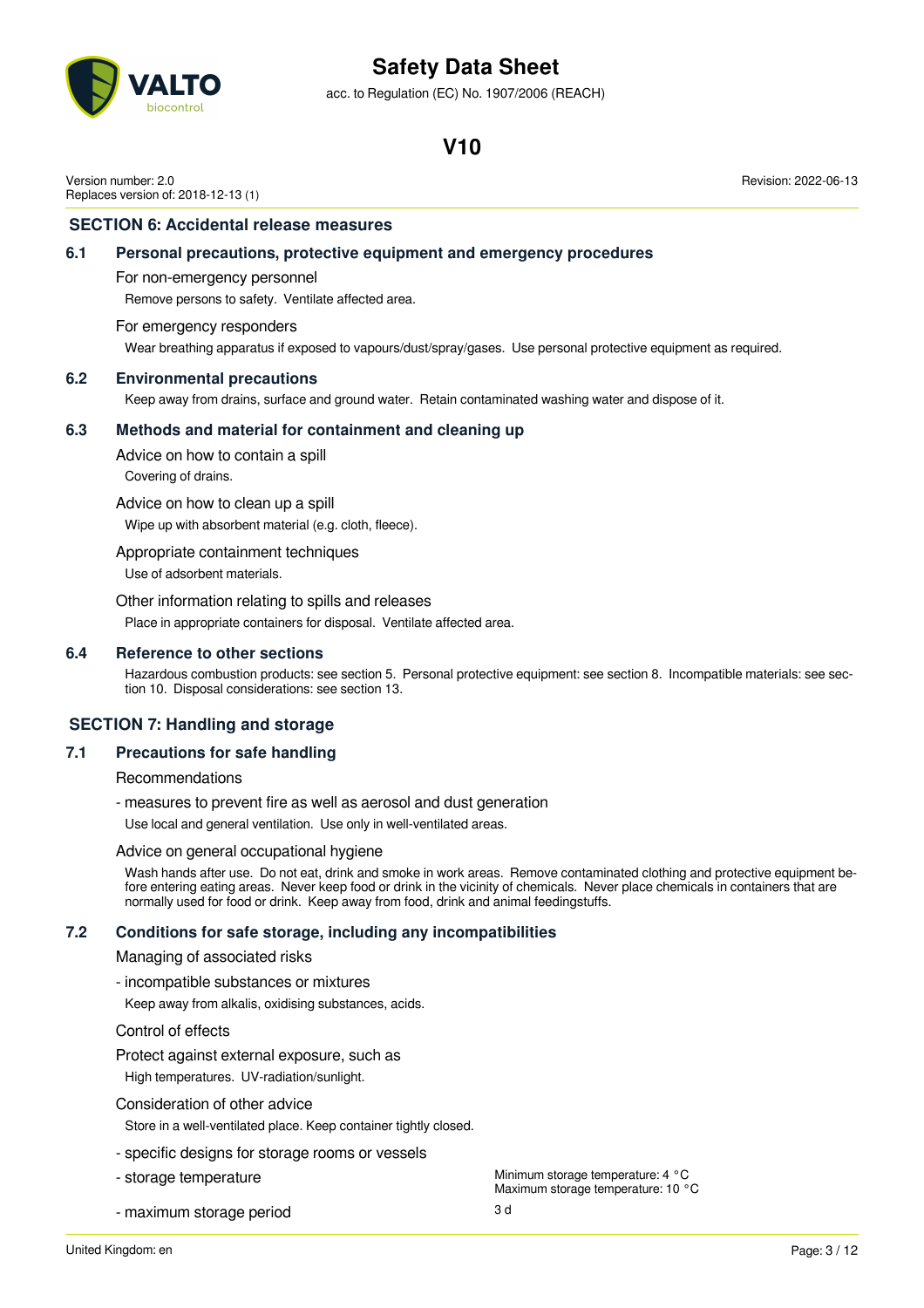## SECTION 6: Accidental release measures

### 6.1 Personal precautions, protective equipment and emergency procedures

For non-emergency personnel

Remove persons to safety. Ventilate affected area.

For emergency responders

Wear breathing apparatus if exposed to vapours/dust/spray/gases. Use personal protective equipment as required.

### 6.2 Environmental precautions

Keep away from drains, surface and ground water. Retain contaminated washing water and dispose of it.

### 6.3 Methods and material for containment and cleaning up

Advice on how to contain a spill

Covering of drains.

Advice on how to clean up a spill

Wipe up with absorbent material (e.g. cloth, fleece).

Appropriate containment techniques

Use of adsorbent materials.

Other information relating to spills and releases

Place in appropriate containers for disposal. Ventilate affected area.

### 6.4 Reference to other sections

Hazardous combustion products: see section 5. Personal protective equipment: see section 8. Incompatible materials: see section 10. Disposal considerations: see section 13.

## SECTION 7: Handling and storage

### 7.1 Precautions for safe handling

Recommendations

- measures to prevent fire as well as aerosol and dust generation

Use local and general ventilation. Use only in well-ventilated areas.

Advice on general occupational hygiene

Wash hands after use. Do not eat, drink and smoke in work areas. Remove contaminated clothing and protective equipment before entering eating areas. Never keep food or drink in the vicinity of chemicals. Never place chemicals in containers that are normally used for food or drink. Keep away from food, drink and animal feedingstuffs.

### 7.2 Conditions for safe storage, including any incompatibilities

Managing of associated risks

- incompatible substances or mixtures

Keep away from alkalis, oxidising substances, acids.

Control of effects

Protect against external exposure, such as

High temperatures. UV-radiation/sunlight.

Consideration of other advice

Store in a well-ventilated place. Keep container tightly closed.

- specific designs for storage rooms or vessels

- storage temperature: Minimum storage temperature: 4 °C; Maximum storage temperature: 10 °C

- maximum storage period: 3 d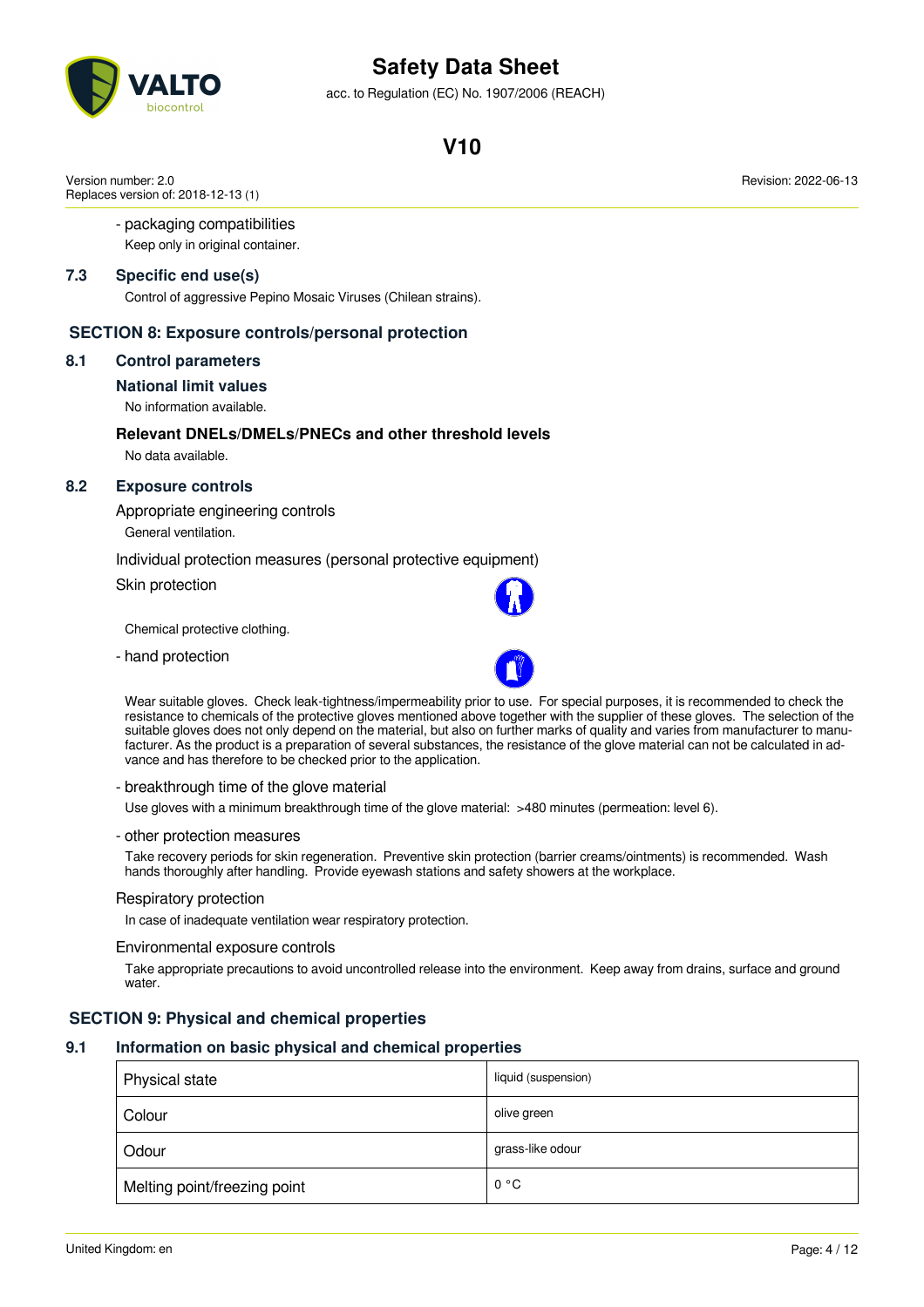- packaging compatibilities

Keep only in original container.

### 7.3 Specific end use(s)

Control of aggressive Pepino Mosaic Viruses (Chilean strains).

## SECTION 8: Exposure controls/personal protection

### 8.1 Control parameters

#### National limit values

No information available.

#### Relevant DNELs/DMELs/PNECs and other threshold levels

No data available.

### 8.2 Exposure controls

Appropriate engineering controls

General ventilation.

Individual protection measures (personal protective equipment)

Skin protection

Chemical protective clothing.

- hand protection

Wear suitable gloves. Check leak-tightness/impermeability prior to use. For special purposes, it is recommended to check the resistance to chemicals of the protective gloves mentioned above together with the supplier of these gloves. The selection of the suitable gloves does not only depend on the material, but also on further marks of quality and varies from manufacturer to manufacturer. As the product is a preparation of several substances, the resistance of the glove material can not be calculated in advance and has therefore to be checked prior to the application.

- breakthrough time of the glove material

Use gloves with a minimum breakthrough time of the glove material: >480 minutes (permeation: level 6).

- other protection measures

Take recovery periods for skin regeneration. Preventive skin protection (barrier creams/ointments) is recommended. Wash hands thoroughly after handling. Provide eyewash stations and safety showers at the workplace.

Respiratory protection

In case of inadequate ventilation wear respiratory protection.

Environmental exposure controls

Take appropriate precautions to avoid uncontrolled release into the environment. Keep away from drains, surface and ground water.

## SECTION 9: Physical and chemical properties

### 9.1 Information on basic physical and chemical properties

| Property | Value |
|---|---|
| Physical state | liquid (suspension) |
| Colour | olive green |
| Odour | grass-like odour |
| Melting point/freezing point | 0 °C |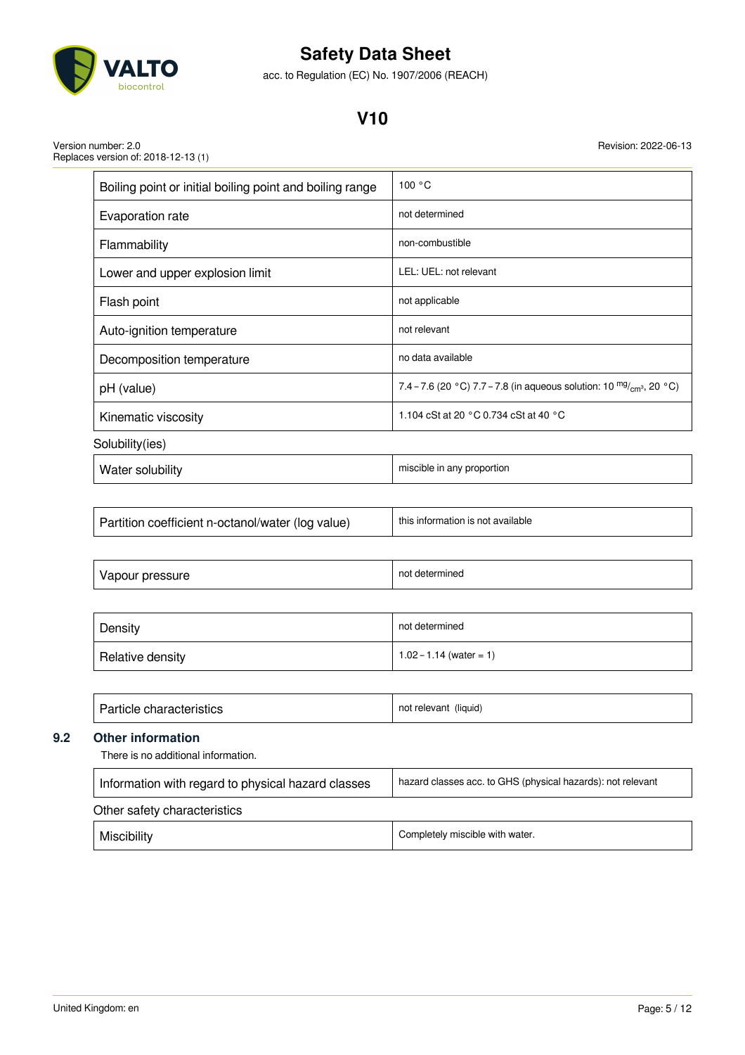| | |
|---|---|
| Boiling point or initial boiling point and boiling range | 100 °C |
| Evaporation rate | not determined |
| Flammability | non-combustible |
| Lower and upper explosion limit | LEL: UEL: not relevant |
| Flash point | not applicable |
| Auto-ignition temperature | not relevant |
| Decomposition temperature | no data available |
| pH (value) | 7.4 – 7.6 (20 °C) 7.7 – 7.8 (in aqueous solution: 10 $^{mg}/_{cm^3}$, 20 °C) |
| Kinematic viscosity | 1.104 cSt at 20 °C 0.734 cSt at 40 °C |

Solubility(ies)

| | |
|---|---|
| Water solubility | miscible in any proportion |

| | |
|---|---|
| Partition coefficient n-octanol/water (log value) | this information is not available |

| | |
|---|---|
| Vapour pressure | not determined |

| | |
|---|---|
| Density | not determined |
| Relative density | 1.02 – 1.14 (water = 1) |

| | |
|---|---|
| Particle characteristics | not relevant (liquid) |

## 9.2 Other information

There is no additional information.

| | |
|---|---|
| Information with regard to physical hazard classes | hazard classes acc. to GHS (physical hazards): not relevant |

Other safety characteristics

| | |
|---|---|
| Miscibility | Completely miscible with water. |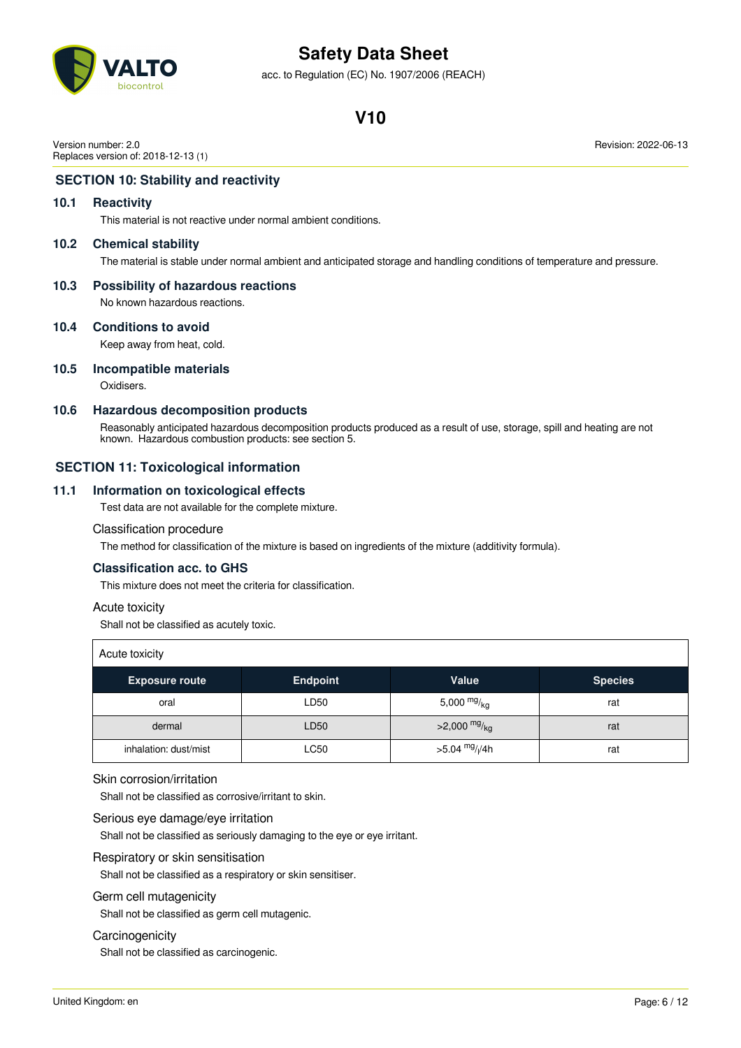## SECTION 10: Stability and reactivity

### 10.1 Reactivity

This material is not reactive under normal ambient conditions.

### 10.2 Chemical stability

The material is stable under normal ambient and anticipated storage and handling conditions of temperature and pressure.

### 10.3 Possibility of hazardous reactions

No known hazardous reactions.

### 10.4 Conditions to avoid

Keep away from heat, cold.

### 10.5 Incompatible materials

Oxidisers.

### 10.6 Hazardous decomposition products

Reasonably anticipated hazardous decomposition products produced as a result of use, storage, spill and heating are not known. Hazardous combustion products: see section 5.

## SECTION 11: Toxicological information

### 11.1 Information on toxicological effects

Test data are not available for the complete mixture.

Classification procedure

The method for classification of the mixture is based on ingredients of the mixture (additivity formula).

**Classification acc. to GHS**

This mixture does not meet the criteria for classification.

Acute toxicity

Shall not be classified as acutely toxic.

Acute toxicity

| Exposure route | Endpoint | Value | Species |
|---|---|---|---|
| oral | LD50 | 5,000 $^{mg}/_{kg}$ | rat |
| dermal | LD50 | >2,000 $^{mg}/_{kg}$ | rat |
| inhalation: dust/mist | LC50 | >5.04 $^{mg}/_{l}$/4h | rat |

Skin corrosion/irritation

Shall not be classified as corrosive/irritant to skin.

Serious eye damage/eye irritation

Shall not be classified as seriously damaging to the eye or eye irritant.

Respiratory or skin sensitisation

Shall not be classified as a respiratory or skin sensitiser.

Germ cell mutagenicity

Shall not be classified as germ cell mutagenic.

Carcinogenicity

Shall not be classified as carcinogenic.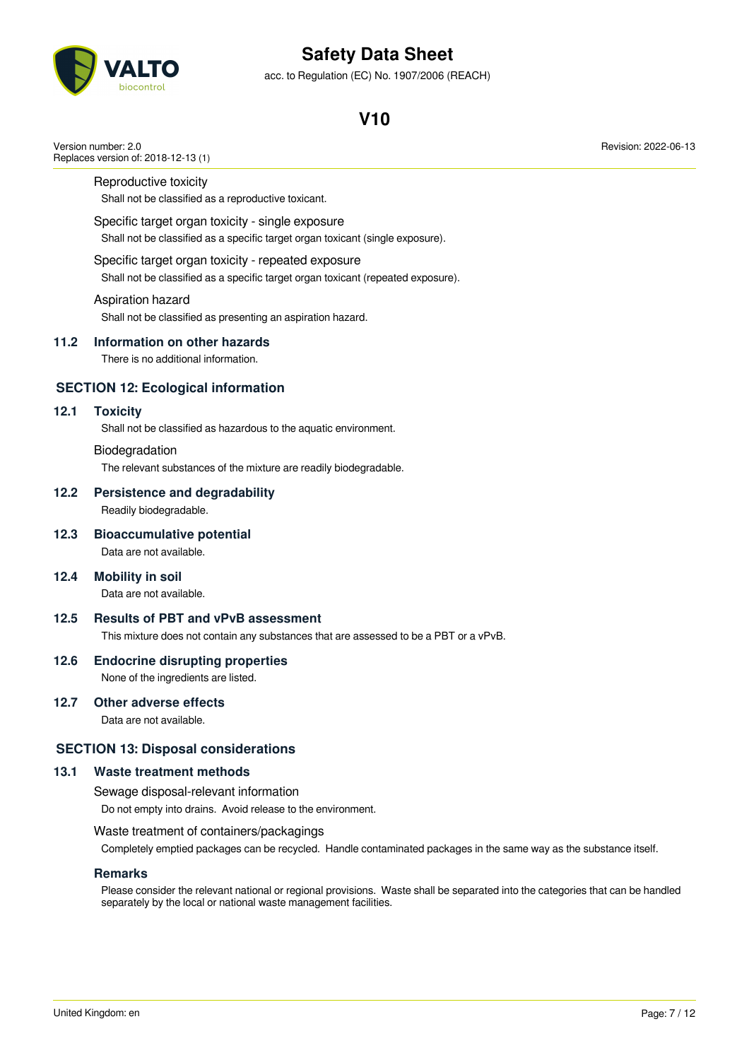Reproductive toxicity

Shall not be classified as a reproductive toxicant.

Specific target organ toxicity - single exposure

Shall not be classified as a specific target organ toxicant (single exposure).

Specific target organ toxicity - repeated exposure

Shall not be classified as a specific target organ toxicant (repeated exposure).

Aspiration hazard

Shall not be classified as presenting an aspiration hazard.

### 11.2 Information on other hazards

There is no additional information.

## SECTION 12: Ecological information

### 12.1 Toxicity

Shall not be classified as hazardous to the aquatic environment.

Biodegradation

The relevant substances of the mixture are readily biodegradable.

### 12.2 Persistence and degradability

Readily biodegradable.

### 12.3 Bioaccumulative potential

Data are not available.

### 12.4 Mobility in soil

Data are not available.

### 12.5 Results of PBT and vPvB assessment

This mixture does not contain any substances that are assessed to be a PBT or a vPvB.

### 12.6 Endocrine disrupting properties

None of the ingredients are listed.

### 12.7 Other adverse effects

Data are not available.

## SECTION 13: Disposal considerations

### 13.1 Waste treatment methods

Sewage disposal-relevant information

Do not empty into drains. Avoid release to the environment.

Waste treatment of containers/packagings

Completely emptied packages can be recycled. Handle contaminated packages in the same way as the substance itself.

**Remarks**

Please consider the relevant national or regional provisions. Waste shall be separated into the categories that can be handled separately by the local or national waste management facilities.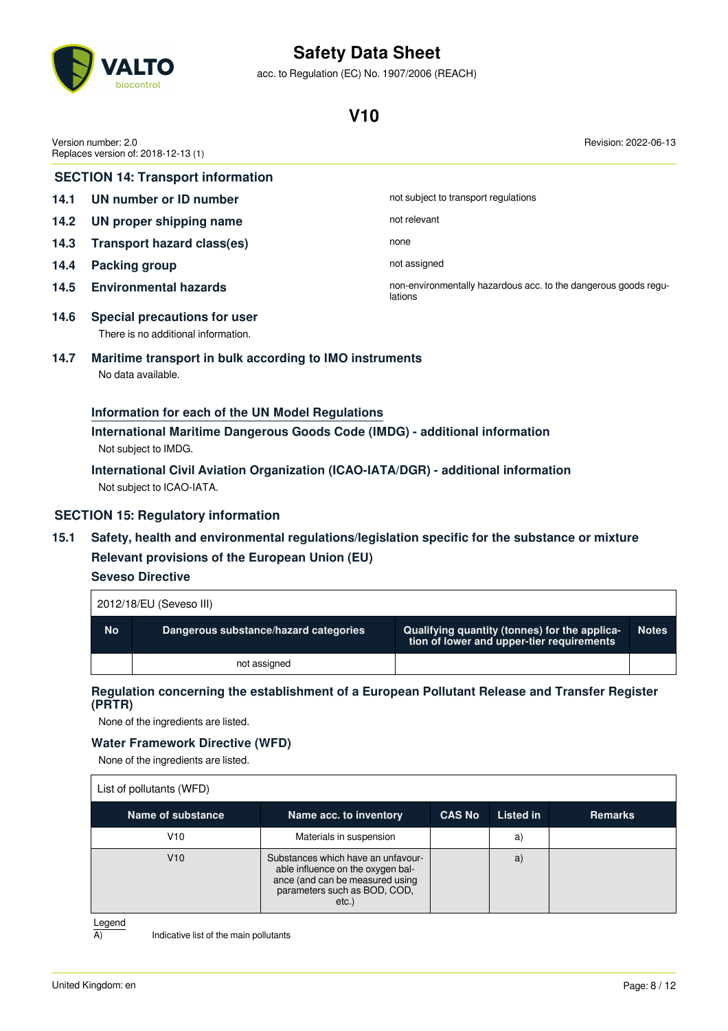## SECTION 14: Transport information

| | | |
|---|---|---|
| **14.1** | **UN number or ID number** | not subject to transport regulations |
| **14.2** | **UN proper shipping name** | not relevant |
| **14.3** | **Transport hazard class(es)** | none |
| **14.4** | **Packing group** | not assigned |
| **14.5** | **Environmental hazards** | non-environmentally hazardous acc. to the dangerous goods regulations |

**14.6 Special precautions for user**

There is no additional information.

**14.7 Maritime transport in bulk according to IMO instruments**

No data available.

**Information for each of the UN Model Regulations**

**International Maritime Dangerous Goods Code (IMDG) - additional information**

Not subject to IMDG.

**International Civil Aviation Organization (ICAO-IATA/DGR) - additional information**

Not subject to ICAO-IATA.

## SECTION 15: Regulatory information

**15.1 Safety, health and environmental regulations/legislation specific for the substance or mixture**

**Relevant provisions of the European Union (EU)**

**Seveso Directive**

| 2012/18/EU (Seveso III) | | | |
|---|---|---|---|
| **No** | **Dangerous substance/hazard categories** | **Qualifying quantity (tonnes) for the application of lower and upper-tier requirements** | **Notes** |
| | not assigned | | |

**Regulation concerning the establishment of a European Pollutant Release and Transfer Register (PRTR)**

None of the ingredients are listed.

**Water Framework Directive (WFD)**

None of the ingredients are listed.

| List of pollutants (WFD) | | | | |
|---|---|---|---|---|
| **Name of substance** | **Name acc. to inventory** | **CAS No** | **Listed in** | **Remarks** |
| V10 | Materials in suspension | | a) | |
| V10 | Substances which have an unfavourable influence on the oxygen balance (and can be measured using parameters such as BOD, COD, etc.) | | a) | |

Legend

A) Indicative list of the main pollutants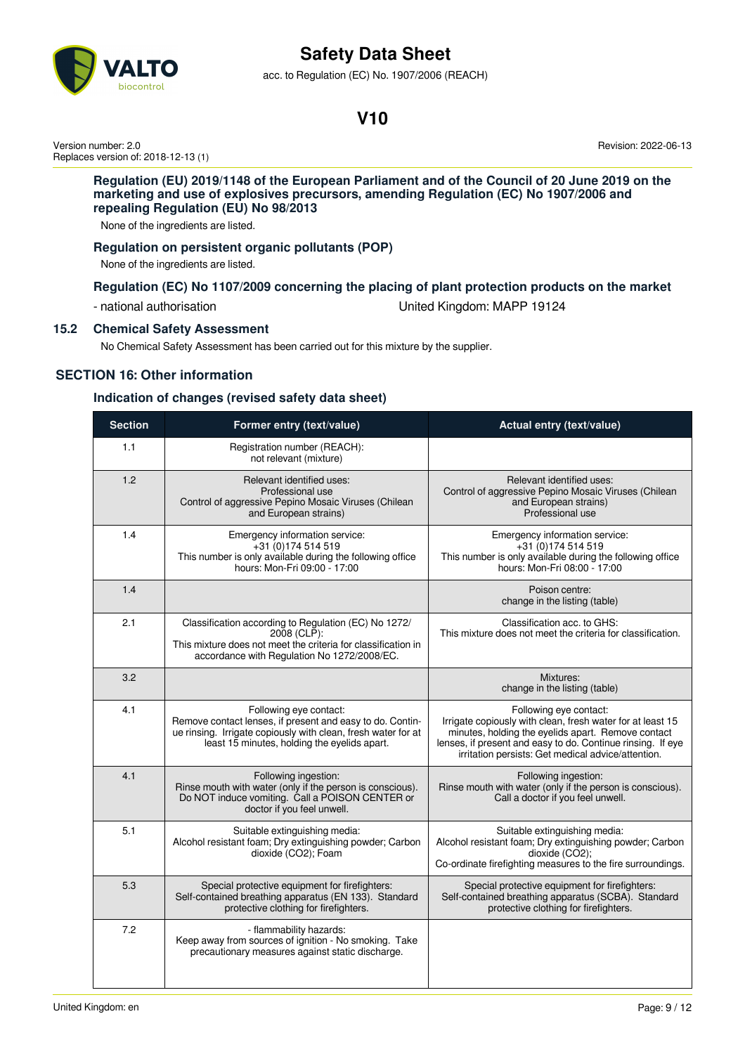### Regulation (EU) 2019/1148 of the European Parliament and of the Council of 20 June 2019 on the marketing and use of explosives precursors, amending Regulation (EC) No 1907/2006 and repealing Regulation (EU) No 98/2013

None of the ingredients are listed.

### Regulation on persistent organic pollutants (POP)

None of the ingredients are listed.

### Regulation (EC) No 1107/2009 concerning the placing of plant protection products on the market

- national authorisation — United Kingdom: MAPP 19124

## 15.2 Chemical Safety Assessment

No Chemical Safety Assessment has been carried out for this mixture by the supplier.

## SECTION 16: Other information

### Indication of changes (revised safety data sheet)

| Section | Former entry (text/value) | Actual entry (text/value) |
|---|---|---|
| 1.1 | Registration number (REACH): not relevant (mixture) | |
| 1.2 | Relevant identified uses: Professional use Control of aggressive Pepino Mosaic Viruses (Chilean and European strains) | Relevant identified uses: Control of aggressive Pepino Mosaic Viruses (Chilean and European strains) Professional use |
| 1.4 | Emergency information service: +31 (0)174 514 519 This number is only available during the following office hours: Mon-Fri 09:00 - 17:00 | Emergency information service: +31 (0)174 514 519 This number is only available during the following office hours: Mon-Fri 08:00 - 17:00 |
| 1.4 | | Poison centre: change in the listing (table) |
| 2.1 | Classification according to Regulation (EC) No 1272/2008 (CLP): This mixture does not meet the criteria for classification in accordance with Regulation No 1272/2008/EC. | Classification acc. to GHS: This mixture does not meet the criteria for classification. |
| 3.2 | | Mixtures: change in the listing (table) |
| 4.1 | Following eye contact: Remove contact lenses, if present and easy to do. Continue rinsing. Irrigate copiously with clean, fresh water for at least 15 minutes, holding the eyelids apart. | Following eye contact: Irrigate copiously with clean, fresh water for at least 15 minutes, holding the eyelids apart. Remove contact lenses, if present and easy to do. Continue rinsing. If eye irritation persists: Get medical advice/attention. |
| 4.1 | Following ingestion: Rinse mouth with water (only if the person is conscious). Do NOT induce vomiting. Call a POISON CENTER or doctor if you feel unwell. | Following ingestion: Rinse mouth with water (only if the person is conscious). Call a doctor if you feel unwell. |
| 5.1 | Suitable extinguishing media: Alcohol resistant foam; Dry extinguishing powder; Carbon dioxide ($CO_2$); Foam | Suitable extinguishing media: Alcohol resistant foam; Dry extinguishing powder; Carbon dioxide ($CO_2$); Co-ordinate firefighting measures to the fire surroundings. |
| 5.3 | Special protective equipment for firefighters: Self-contained breathing apparatus (EN 133). Standard protective clothing for firefighters. | Special protective equipment for firefighters: Self-contained breathing apparatus (SCBA). Standard protective clothing for firefighters. |
| 7.2 | - flammability hazards: Keep away from sources of ignition - No smoking. Take precautionary measures against static discharge. | |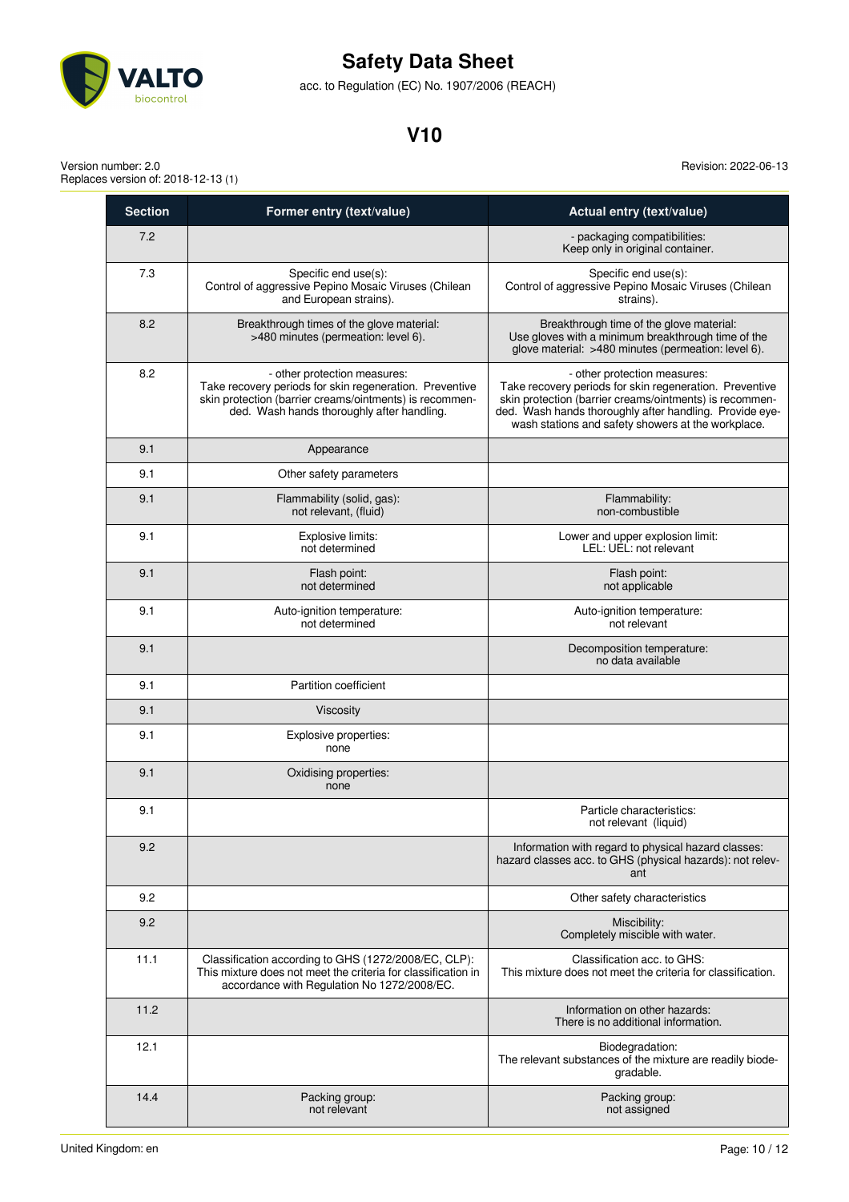| Section | Former entry (text/value) | Actual entry (text/value) |
|---|---|---|
| 7.2 | | - packaging compatibilities: Keep only in original container. |
| 7.3 | Specific end use(s): Control of aggressive Pepino Mosaic Viruses (Chilean and European strains). | Specific end use(s): Control of aggressive Pepino Mosaic Viruses (Chilean strains). |
| 8.2 | Breakthrough times of the glove material: >480 minutes (permeation: level 6). | Breakthrough time of the glove material: Use gloves with a minimum breakthrough time of the glove material: >480 minutes (permeation: level 6). |
| 8.2 | - other protection measures: Take recovery periods for skin regeneration. Preventive skin protection (barrier creams/ointments) is recommended. Wash hands thoroughly after handling. | - other protection measures: Take recovery periods for skin regeneration. Preventive skin protection (barrier creams/ointments) is recommended. Wash hands thoroughly after handling. Provide eyewash stations and safety showers at the workplace. |
| 9.1 | Appearance | |
| 9.1 | Other safety parameters | |
| 9.1 | Flammability (solid, gas): not relevant, (fluid) | Flammability: non-combustible |
| 9.1 | Explosive limits: not determined | Lower and upper explosion limit: LEL: UEL: not relevant |
| 9.1 | Flash point: not determined | Flash point: not applicable |
| 9.1 | Auto-ignition temperature: not determined | Auto-ignition temperature: not relevant |
| 9.1 | | Decomposition temperature: no data available |
| 9.1 | Partition coefficient | |
| 9.1 | Viscosity | |
| 9.1 | Explosive properties: none | |
| 9.1 | Oxidising properties: none | |
| 9.1 | | Particle characteristics: not relevant (liquid) |
| 9.2 | | Information with regard to physical hazard classes: hazard classes acc. to GHS (physical hazards): not relevant |
| 9.2 | | Other safety characteristics |
| 9.2 | | Miscibility: Completely miscible with water. |
| 11.1 | Classification according to GHS (1272/2008/EC, CLP): This mixture does not meet the criteria for classification in accordance with Regulation No 1272/2008/EC. | Classification acc. to GHS: This mixture does not meet the criteria for classification. |
| 11.2 | | Information on other hazards: There is no additional information. |
| 12.1 | | Biodegradation: The relevant substances of the mixture are readily biodegradable. |
| 14.4 | Packing group: not relevant | Packing group: not assigned |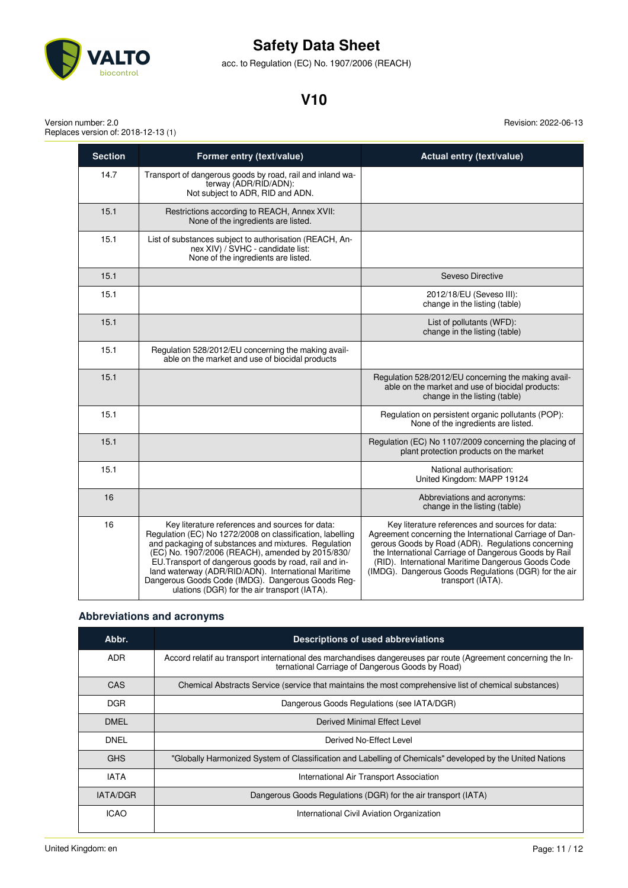| Section | Former entry (text/value) | Actual entry (text/value) |
|---|---|---|
| 14.7 | Transport of dangerous goods by road, rail and inland waterway (ADR/RID/ADN): Not subject to ADR, RID and ADN. | |
| 15.1 | Restrictions according to REACH, Annex XVII: None of the ingredients are listed. | |
| 15.1 | List of substances subject to authorisation (REACH, Annex XIV) / SVHC - candidate list: None of the ingredients are listed. | |
| 15.1 | | Seveso Directive |
| 15.1 | | 2012/18/EU (Seveso III): change in the listing (table) |
| 15.1 | | List of pollutants (WFD): change in the listing (table) |
| 15.1 | Regulation 528/2012/EU concerning the making available on the market and use of biocidal products | |
| 15.1 | | Regulation 528/2012/EU concerning the making available on the market and use of biocidal products: change in the listing (table) |
| 15.1 | | Regulation on persistent organic pollutants (POP): None of the ingredients are listed. |
| 15.1 | | Regulation (EC) No 1107/2009 concerning the placing of plant protection products on the market |
| 15.1 | | National authorisation: United Kingdom: MAPP 19124 |
| 16 | | Abbreviations and acronyms: change in the listing (table) |
| 16 | Key literature references and sources for data: Regulation (EC) No 1272/2008 on classification, labelling and packaging of substances and mixtures. Regulation (EC) No. 1907/2006 (REACH), amended by 2015/830/EU.Transport of dangerous goods by road, rail and inland waterway (ADR/RID/ADN). International Maritime Dangerous Goods Code (IMDG). Dangerous Goods Regulations (DGR) for the air transport (IATA). | Key literature references and sources for data: Agreement concerning the International Carriage of Dangerous Goods by Road (ADR). Regulations concerning the International Carriage of Dangerous Goods by Rail (RID). International Maritime Dangerous Goods Code (IMDG). Dangerous Goods Regulations (DGR) for the air transport (IATA). |

### Abbreviations and acronyms

| Abbr. | Descriptions of used abbreviations |
|---|---|
| ADR | Accord relatif au transport international des marchandises dangereuses par route (Agreement concerning the International Carriage of Dangerous Goods by Road) |
| CAS | Chemical Abstracts Service (service that maintains the most comprehensive list of chemical substances) |
| DGR | Dangerous Goods Regulations (see IATA/DGR) |
| DMEL | Derived Minimal Effect Level |
| DNEL | Derived No-Effect Level |
| GHS | "Globally Harmonized System of Classification and Labelling of Chemicals" developed by the United Nations |
| IATA | International Air Transport Association |
| IATA/DGR | Dangerous Goods Regulations (DGR) for the air transport (IATA) |
| ICAO | International Civil Aviation Organization |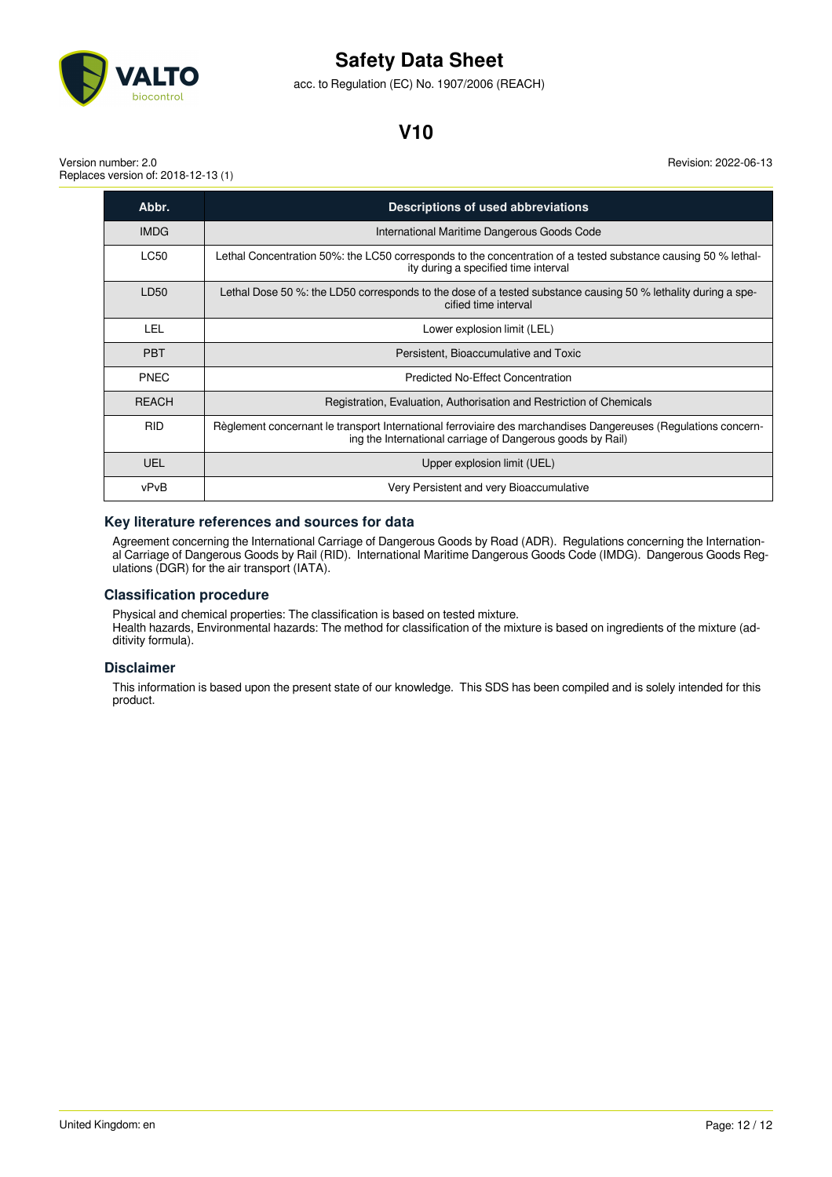| Abbr. | Descriptions of used abbreviations |
|---|---|
| IMDG | International Maritime Dangerous Goods Code |
| LC50 | Lethal Concentration 50%: the LC50 corresponds to the concentration of a tested substance causing 50 % lethality during a specified time interval |
| LD50 | Lethal Dose 50 %: the LD50 corresponds to the dose of a tested substance causing 50 % lethality during a specified time interval |
| LEL | Lower explosion limit (LEL) |
| PBT | Persistent, Bioaccumulative and Toxic |
| PNEC | Predicted No-Effect Concentration |
| REACH | Registration, Evaluation, Authorisation and Restriction of Chemicals |
| RID | Règlement concernant le transport International ferroviaire des marchandises Dangereuses (Regulations concerning the International carriage of Dangerous goods by Rail) |
| UEL | Upper explosion limit (UEL) |
| vPvB | Very Persistent and very Bioaccumulative |

### Key literature references and sources for data

Agreement concerning the International Carriage of Dangerous Goods by Road (ADR). Regulations concerning the International Carriage of Dangerous Goods by Rail (RID). International Maritime Dangerous Goods Code (IMDG). Dangerous Goods Regulations (DGR) for the air transport (IATA).

### Classification procedure

Physical and chemical properties: The classification is based on tested mixture.
Health hazards, Environmental hazards: The method for classification of the mixture is based on ingredients of the mixture (additivity formula).

### Disclaimer

This information is based upon the present state of our knowledge. This SDS has been compiled and is solely intended for this product.